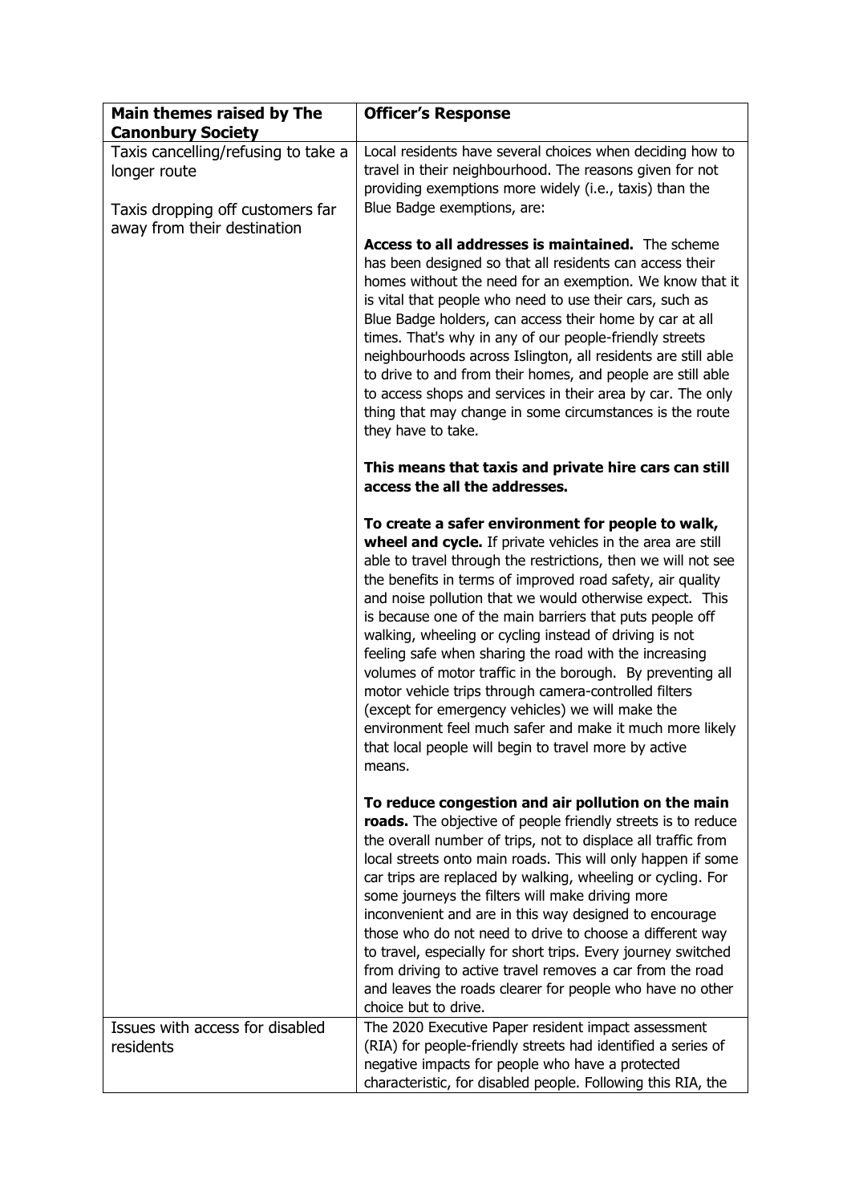| Main themes raised by The Canonbury Society | Officer's Response |
|---|---|
| Taxis cancelling/refusing to take a longer route<br><br>Taxis dropping off customers far away from their destination | Local residents have several choices when deciding how to travel in their neighbourhood. The reasons given for not providing exemptions more widely (i.e., taxis) than the Blue Badge exemptions, are:<br><br>**Access to all addresses is maintained.** The scheme has been designed so that all residents can access their homes without the need for an exemption. We know that it is vital that people who need to use their cars, such as Blue Badge holders, can access their home by car at all times. That's why in any of our people-friendly streets neighbourhoods across Islington, all residents are still able to drive to and from their homes, and people are still able to access shops and services in their area by car. The only thing that may change in some circumstances is the route they have to take.<br><br>**This means that taxis and private hire cars can still access the all the addresses.**<br><br>**To create a safer environment for people to walk, wheel and cycle.** If private vehicles in the area are still able to travel through the restrictions, then we will not see the benefits in terms of improved road safety, air quality and noise pollution that we would otherwise expect. This is because one of the main barriers that puts people off walking, wheeling or cycling instead of driving is not feeling safe when sharing the road with the increasing volumes of motor traffic in the borough. By preventing all motor vehicle trips through camera-controlled filters (except for emergency vehicles) we will make the environment feel much safer and make it much more likely that local people will begin to travel more by active means.<br><br>**To reduce congestion and air pollution on the main roads.** The objective of people friendly streets is to reduce the overall number of trips, not to displace all traffic from local streets onto main roads. This will only happen if some car trips are replaced by walking, wheeling or cycling. For some journeys the filters will make driving more inconvenient and are in this way designed to encourage those who do not need to drive to choose a different way to travel, especially for short trips. Every journey switched from driving to active travel removes a car from the road and leaves the roads clearer for people who have no other choice but to drive. |
| Issues with access for disabled residents | The 2020 Executive Paper resident impact assessment (RIA) for people-friendly streets had identified a series of negative impacts for people who have a protected characteristic, for disabled people. Following this RIA, the |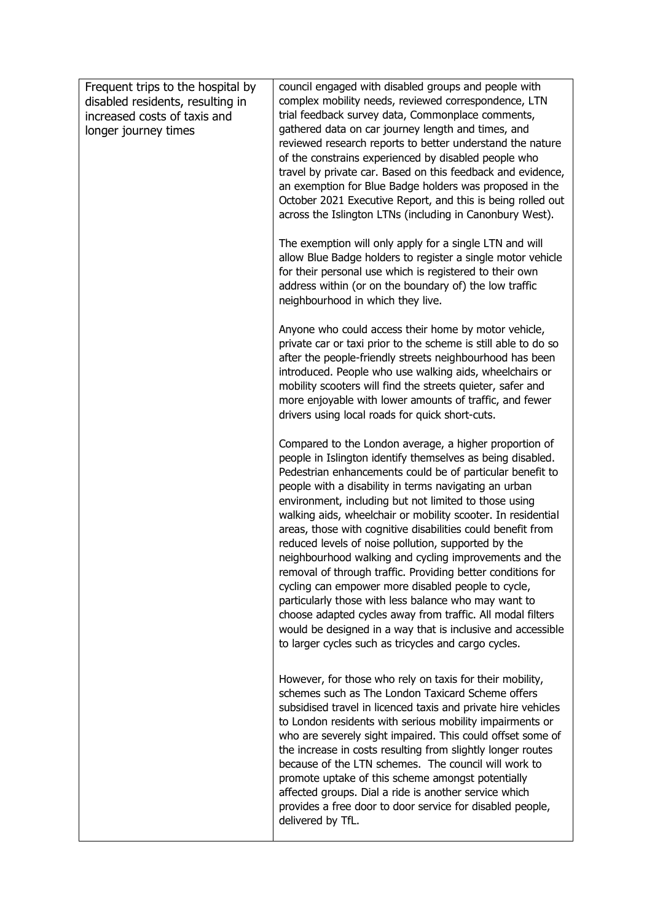| | |
|---|---|
| Frequent trips to the hospital by disabled residents, resulting in increased costs of taxis and longer journey times | council engaged with disabled groups and people with complex mobility needs, reviewed correspondence, LTN trial feedback survey data, Commonplace comments, gathered data on car journey length and times, and reviewed research reports to better understand the nature of the constrains experienced by disabled people who travel by private car. Based on this feedback and evidence, an exemption for Blue Badge holders was proposed in the October 2021 Executive Report, and this is being rolled out across the Islington LTNs (including in Canonbury West).<br><br>The exemption will only apply for a single LTN and will allow Blue Badge holders to register a single motor vehicle for their personal use which is registered to their own address within (or on the boundary of) the low traffic neighbourhood in which they live.<br><br>Anyone who could access their home by motor vehicle, private car or taxi prior to the scheme is still able to do so after the people-friendly streets neighbourhood has been introduced. People who use walking aids, wheelchairs or mobility scooters will find the streets quieter, safer and more enjoyable with lower amounts of traffic, and fewer drivers using local roads for quick short-cuts.<br><br>Compared to the London average, a higher proportion of people in Islington identify themselves as being disabled. Pedestrian enhancements could be of particular benefit to people with a disability in terms navigating an urban environment, including but not limited to those using walking aids, wheelchair or mobility scooter. In residential areas, those with cognitive disabilities could benefit from reduced levels of noise pollution, supported by the neighbourhood walking and cycling improvements and the removal of through traffic. Providing better conditions for cycling can empower more disabled people to cycle, particularly those with less balance who may want to choose adapted cycles away from traffic. All modal filters would be designed in a way that is inclusive and accessible to larger cycles such as tricycles and cargo cycles.<br><br>However, for those who rely on taxis for their mobility, schemes such as The London Taxicard Scheme offers subsidised travel in licenced taxis and private hire vehicles to London residents with serious mobility impairments or who are severely sight impaired. This could offset some of the increase in costs resulting from slightly longer routes because of the LTN schemes. The council will work to promote uptake of this scheme amongst potentially affected groups. Dial a ride is another service which provides a free door to door service for disabled people, delivered by TfL. |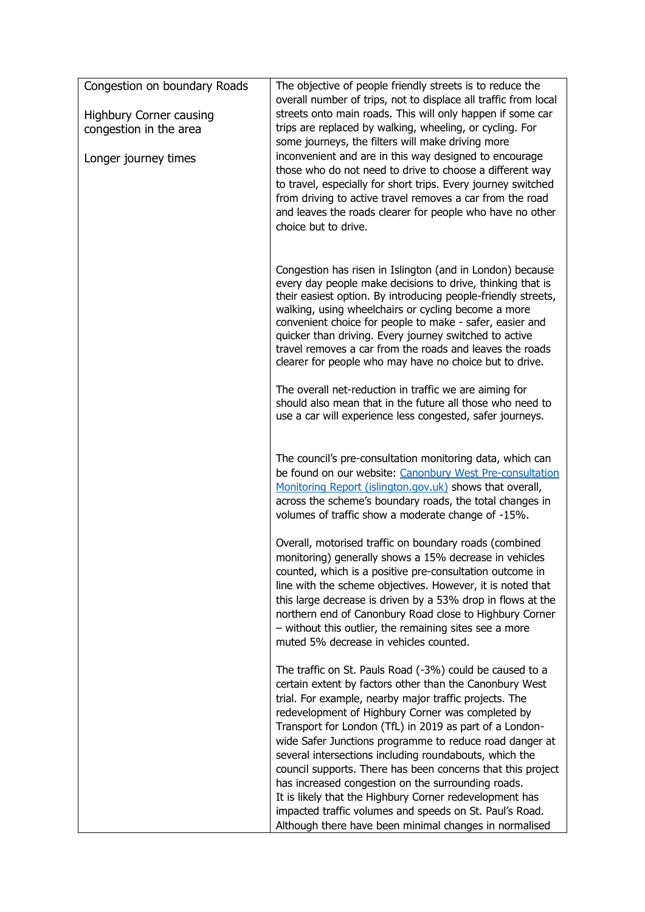| Congestion on boundary Roads<br><br>Highbury Corner causing congestion in the area<br><br>Longer journey times | The objective of people friendly streets is to reduce the overall number of trips, not to displace all traffic from local streets onto main roads. This will only happen if some car trips are replaced by walking, wheeling, or cycling. For some journeys, the filters will make driving more inconvenient and are in this way designed to encourage those who do not need to drive to choose a different way to travel, especially for short trips. Every journey switched from driving to active travel removes a car from the road and leaves the roads clearer for people who have no other choice but to drive.<br><br>Congestion has risen in Islington (and in London) because every day people make decisions to drive, thinking that is their easiest option. By introducing people-friendly streets, walking, using wheelchairs or cycling become a more convenient choice for people to make - safer, easier and quicker than driving. Every journey switched to active travel removes a car from the roads and leaves the roads clearer for people who may have no choice but to drive.<br><br>The overall net-reduction in traffic we are aiming for should also mean that in the future all those who need to use a car will experience less congested, safer journeys.<br><br>The council's pre-consultation monitoring data, which can be found on our website: [Canonbury West Pre-consultation Monitoring Report (islington.gov.uk)]() shows that overall, across the scheme's boundary roads, the total changes in volumes of traffic show a moderate change of -15%.<br><br>Overall, motorised traffic on boundary roads (combined monitoring) generally shows a 15% decrease in vehicles counted, which is a positive pre-consultation outcome in line with the scheme objectives. However, it is noted that this large decrease is driven by a 53% drop in flows at the northern end of Canonbury Road close to Highbury Corner – without this outlier, the remaining sites see a more muted 5% decrease in vehicles counted.<br><br>The traffic on St. Pauls Road (-3%) could be caused to a certain extent by factors other than the Canonbury West trial. For example, nearby major traffic projects. The redevelopment of Highbury Corner was completed by Transport for London (TfL) in 2019 as part of a London-wide Safer Junctions programme to reduce road danger at several intersections including roundabouts, which the council supports. There has been concerns that this project has increased congestion on the surrounding roads.<br>It is likely that the Highbury Corner redevelopment has impacted traffic volumes and speeds on St. Paul's Road. Although there have been minimal changes in normalised |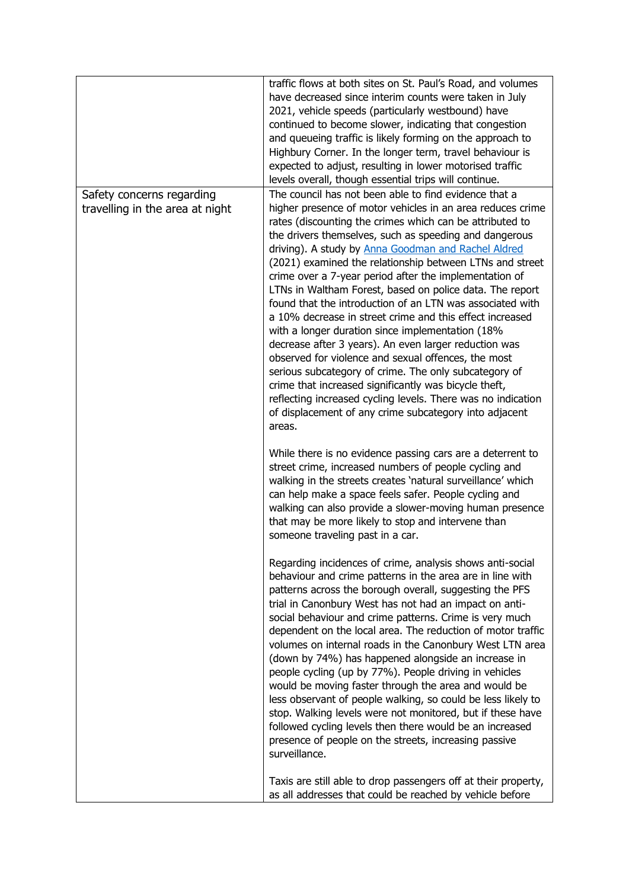| | |
|---|---|
| | traffic flows at both sites on St. Paul's Road, and volumes have decreased since interim counts were taken in July 2021, vehicle speeds (particularly westbound) have continued to become slower, indicating that congestion and queueing traffic is likely forming on the approach to Highbury Corner. In the longer term, travel behaviour is expected to adjust, resulting in lower motorised traffic levels overall, though essential trips will continue. |
| Safety concerns regarding travelling in the area at night | The council has not been able to find evidence that a higher presence of motor vehicles in an area reduces crime rates (discounting the crimes which can be attributed to the drivers themselves, such as speeding and dangerous driving). A study by [Anna Goodman and Rachel Aldred]() (2021) examined the relationship between LTNs and street crime over a 7-year period after the implementation of LTNs in Waltham Forest, based on police data. The report found that the introduction of an LTN was associated with a 10% decrease in street crime and this effect increased with a longer duration since implementation (18% decrease after 3 years). An even larger reduction was observed for violence and sexual offences, the most serious subcategory of crime. The only subcategory of crime that increased significantly was bicycle theft, reflecting increased cycling levels. There was no indication of displacement of any crime subcategory into adjacent areas.<br><br>While there is no evidence passing cars are a deterrent to street crime, increased numbers of people cycling and walking in the streets creates 'natural surveillance' which can help make a space feels safer. People cycling and walking can also provide a slower-moving human presence that may be more likely to stop and intervene than someone traveling past in a car.<br><br>Regarding incidences of crime, analysis shows anti-social behaviour and crime patterns in the area are in line with patterns across the borough overall, suggesting the PFS trial in Canonbury West has not had an impact on anti-social behaviour and crime patterns. Crime is very much dependent on the local area. The reduction of motor traffic volumes on internal roads in the Canonbury West LTN area (down by 74%) has happened alongside an increase in people cycling (up by 77%). People driving in vehicles would be moving faster through the area and would be less observant of people walking, so could be less likely to stop. Walking levels were not monitored, but if these have followed cycling levels then there would be an increased presence of people on the streets, increasing passive surveillance.<br><br>Taxis are still able to drop passengers off at their property, as all addresses that could be reached by vehicle before |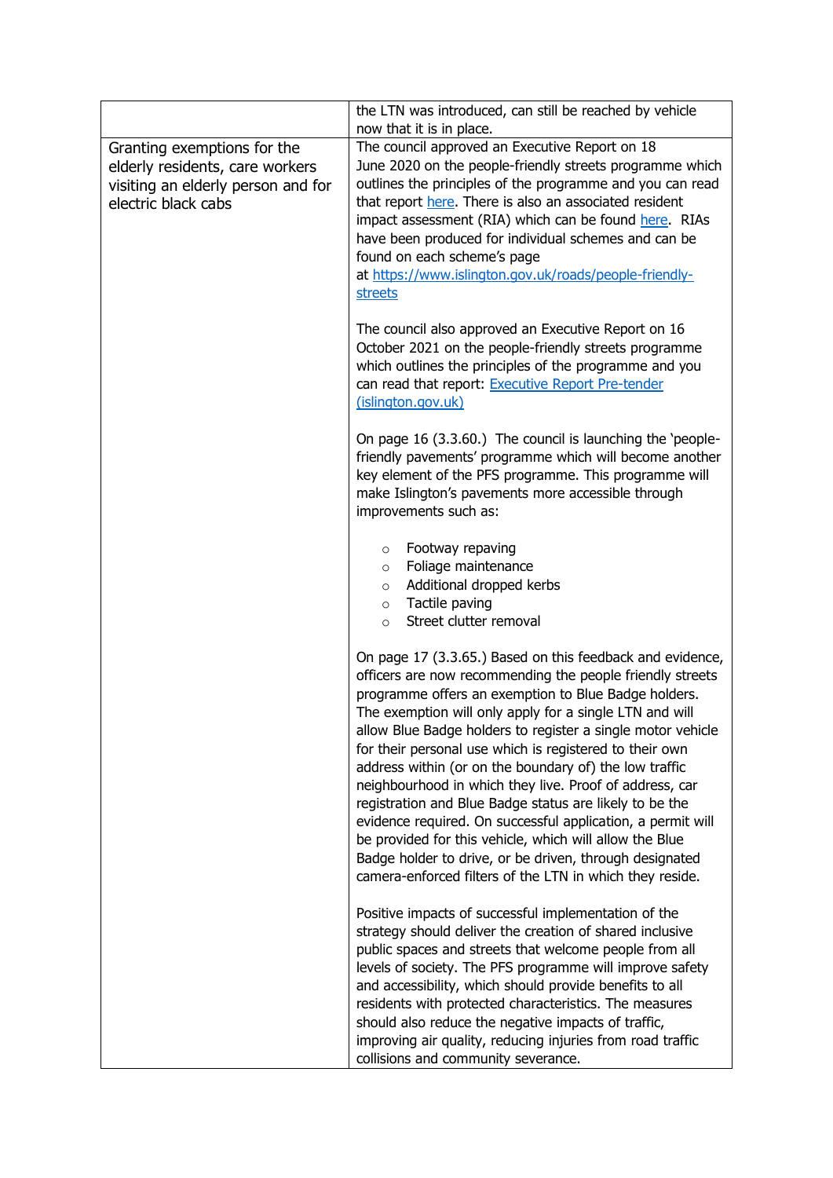| | |
|---|---|
| | the LTN was introduced, can still be reached by vehicle now that it is in place. |
| Granting exemptions for the elderly residents, care workers visiting an elderly person and for electric black cabs | The council approved an Executive Report on 18 June 2020 on the people-friendly streets programme which outlines the principles of the programme and you can read that report [here](). There is also an associated resident impact assessment (RIA) which can be found [here]().  RIAs have been produced for individual schemes and can be found on each scheme's page at [https://www.islington.gov.uk/roads/people-friendly-streets](https://www.islington.gov.uk/roads/people-friendly-streets)<br><br>The council also approved an Executive Report on 16 October 2021 on the people-friendly streets programme which outlines the principles of the programme and you can read that report: [Executive Report Pre-tender (islington.gov.uk)]()<br><br>On page 16 (3.3.60.)  The council is launching the 'people-friendly pavements' programme which will become another key element of the PFS programme. This programme will make Islington's pavements more accessible through improvements such as:<br><br>◦ Footway repaving<br>◦ Foliage maintenance<br>◦ Additional dropped kerbs<br>◦ Tactile paving<br>◦ Street clutter removal<br><br>On page 17 (3.3.65.) Based on this feedback and evidence, officers are now recommending the people friendly streets programme offers an exemption to Blue Badge holders. The exemption will only apply for a single LTN and will allow Blue Badge holders to register a single motor vehicle for their personal use which is registered to their own address within (or on the boundary of) the low traffic neighbourhood in which they live. Proof of address, car registration and Blue Badge status are likely to be the evidence required. On successful application, a permit will be provided for this vehicle, which will allow the Blue Badge holder to drive, or be driven, through designated camera-enforced filters of the LTN in which they reside.<br><br>Positive impacts of successful implementation of the strategy should deliver the creation of shared inclusive public spaces and streets that welcome people from all levels of society. The PFS programme will improve safety and accessibility, which should provide benefits to all residents with protected characteristics. The measures should also reduce the negative impacts of traffic, improving air quality, reducing injuries from road traffic collisions and community severance. |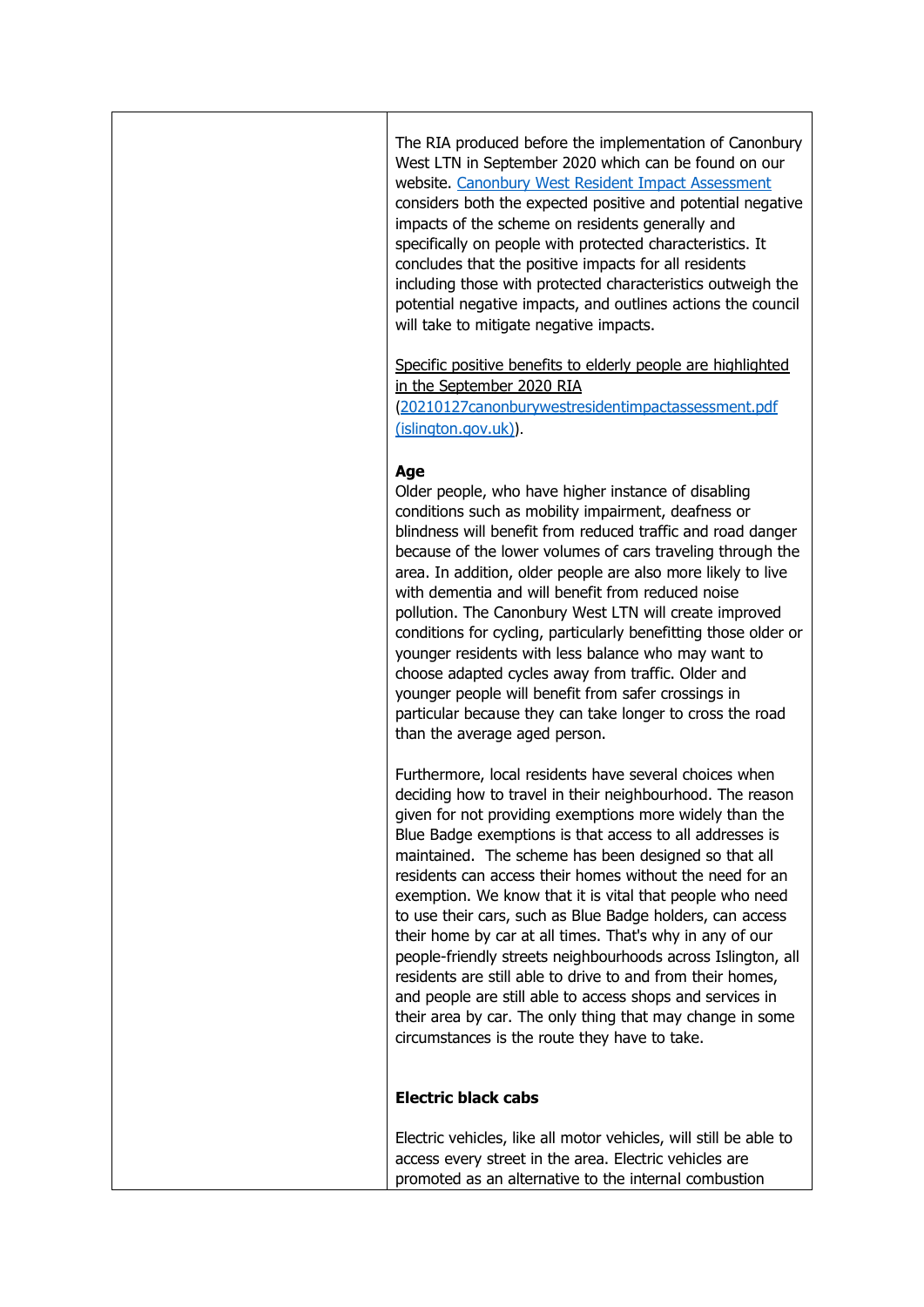| | |
|---|---|
| | The RIA produced before the implementation of Canonbury West LTN in September 2020 which can be found on our website. [Canonbury West Resident Impact Assessment](#) considers both the expected positive and potential negative impacts of the scheme on residents generally and specifically on people with protected characteristics. It concludes that the positive impacts for all residents including those with protected characteristics outweigh the potential negative impacts, and outlines actions the council will take to mitigate negative impacts.<br><br>Specific positive benefits to elderly people are highlighted in the September 2020 RIA ([20210127canonburywestresidentimpactassessment.pdf (islington.gov.uk)](#)).<br><br>**Age**<br>Older people, who have higher instance of disabling conditions such as mobility impairment, deafness or blindness will benefit from reduced traffic and road danger because of the lower volumes of cars traveling through the area. In addition, older people are also more likely to live with dementia and will benefit from reduced noise pollution. The Canonbury West LTN will create improved conditions for cycling, particularly benefitting those older or younger residents with less balance who may want to choose adapted cycles away from traffic. Older and younger people will benefit from safer crossings in particular because they can take longer to cross the road than the average aged person.<br><br>Furthermore, local residents have several choices when deciding how to travel in their neighbourhood. The reason given for not providing exemptions more widely than the Blue Badge exemptions is that access to all addresses is maintained. The scheme has been designed so that all residents can access their homes without the need for an exemption. We know that it is vital that people who need to use their cars, such as Blue Badge holders, can access their home by car at all times. That's why in any of our people-friendly streets neighbourhoods across Islington, all residents are still able to drive to and from their homes, and people are still able to access shops and services in their area by car. The only thing that may change in some circumstances is the route they have to take.<br><br>**Electric black cabs**<br><br>Electric vehicles, like all motor vehicles, will still be able to access every street in the area. Electric vehicles are promoted as an alternative to the internal combustion |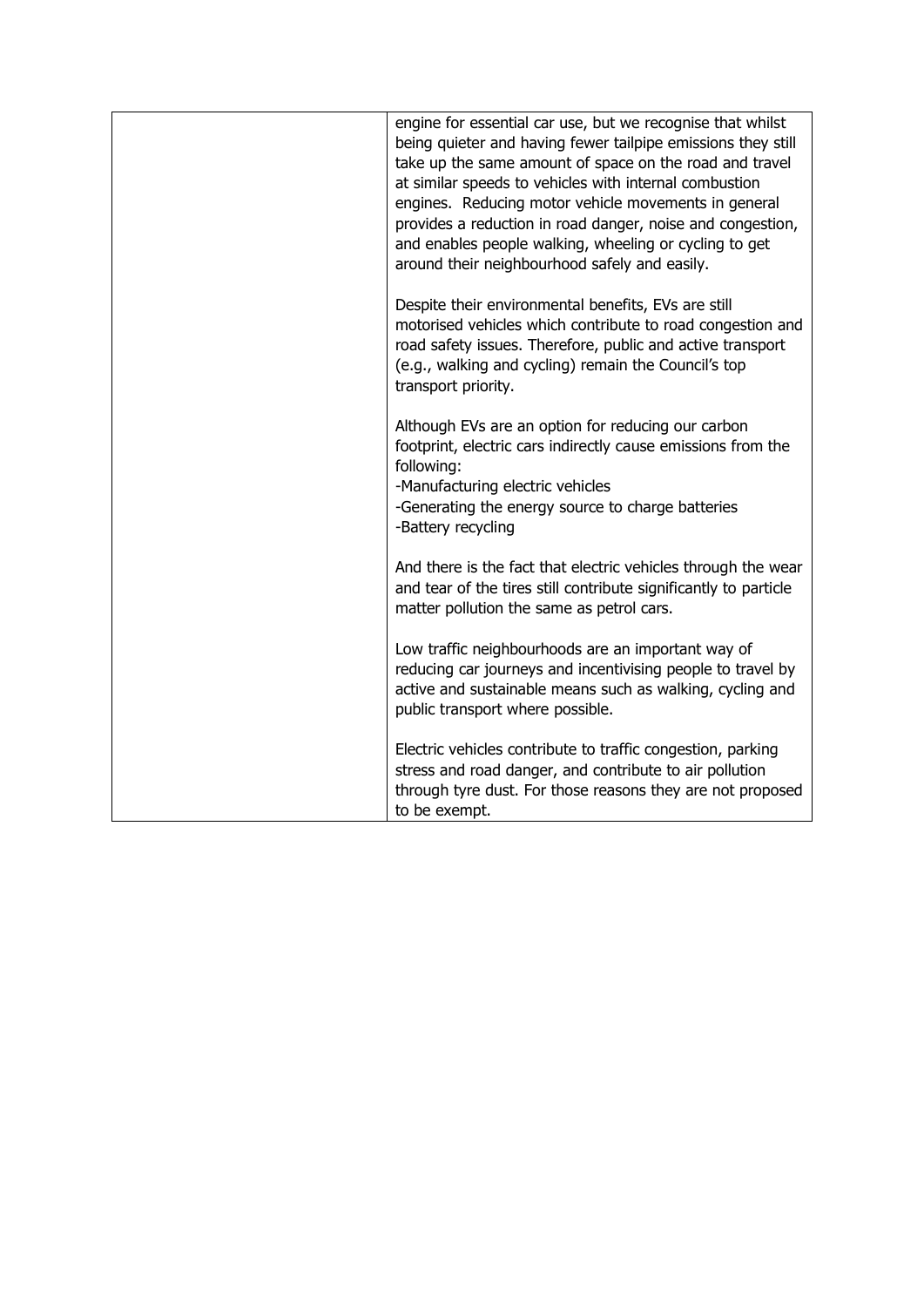| | |
|---|---|
| | engine for essential car use, but we recognise that whilst being quieter and having fewer tailpipe emissions they still take up the same amount of space on the road and travel at similar speeds to vehicles with internal combustion engines. Reducing motor vehicle movements in general provides a reduction in road danger, noise and congestion, and enables people walking, wheeling or cycling to get around their neighbourhood safely and easily.<br><br>Despite their environmental benefits, EVs are still motorised vehicles which contribute to road congestion and road safety issues. Therefore, public and active transport (e.g., walking and cycling) remain the Council's top transport priority.<br><br>Although EVs are an option for reducing our carbon footprint, electric cars indirectly cause emissions from the following:<br>-Manufacturing electric vehicles<br>-Generating the energy source to charge batteries<br>-Battery recycling<br><br>And there is the fact that electric vehicles through the wear and tear of the tires still contribute significantly to particle matter pollution the same as petrol cars.<br><br>Low traffic neighbourhoods are an important way of reducing car journeys and incentivising people to travel by active and sustainable means such as walking, cycling and public transport where possible.<br><br>Electric vehicles contribute to traffic congestion, parking stress and road danger, and contribute to air pollution through tyre dust. For those reasons they are not proposed to be exempt. |